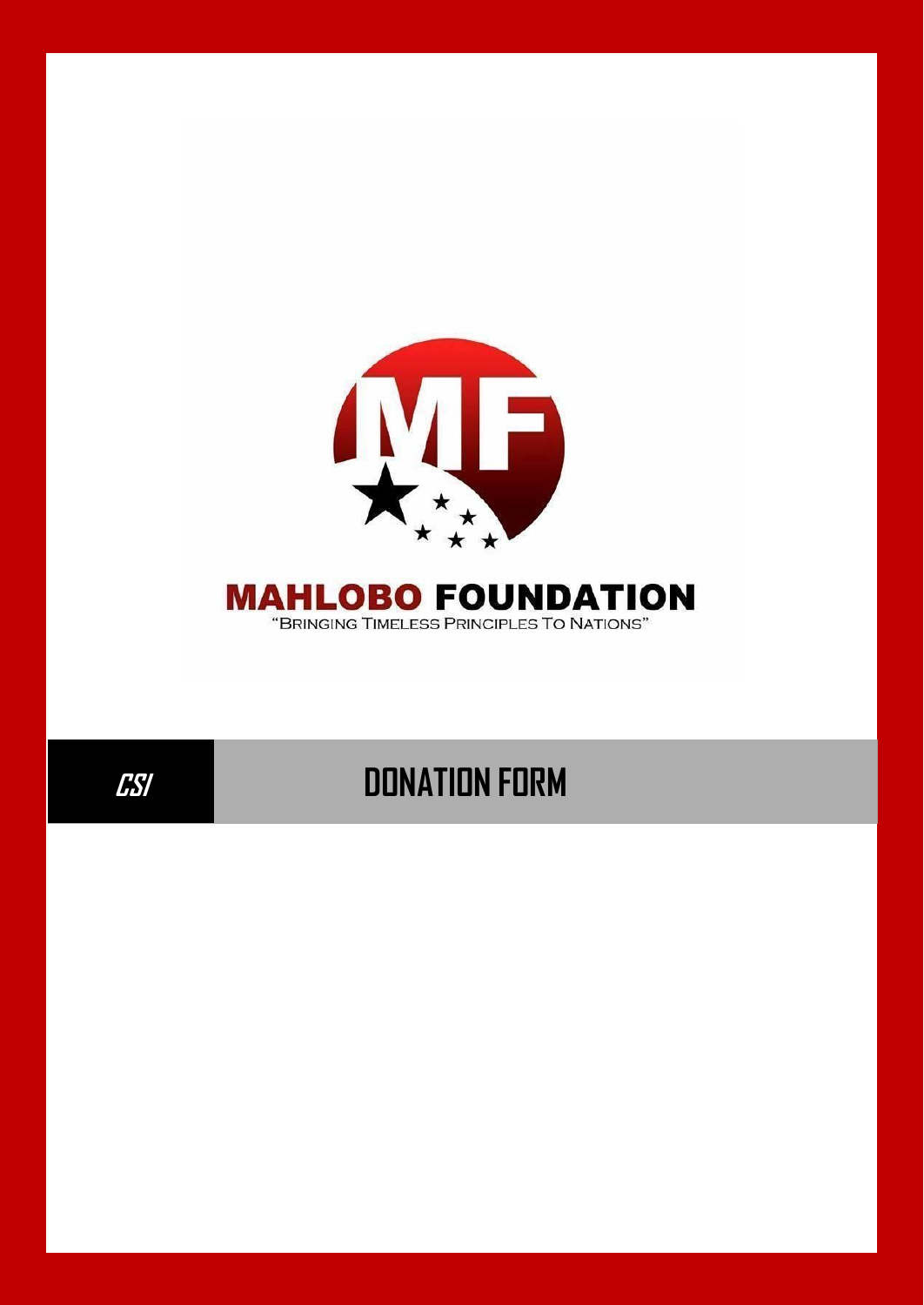MF

# MAHLOBO FOUNDATION

"BRINGING TIMELESS PRINCIPLES TO NATIONS"

**CSI** DONATION FORM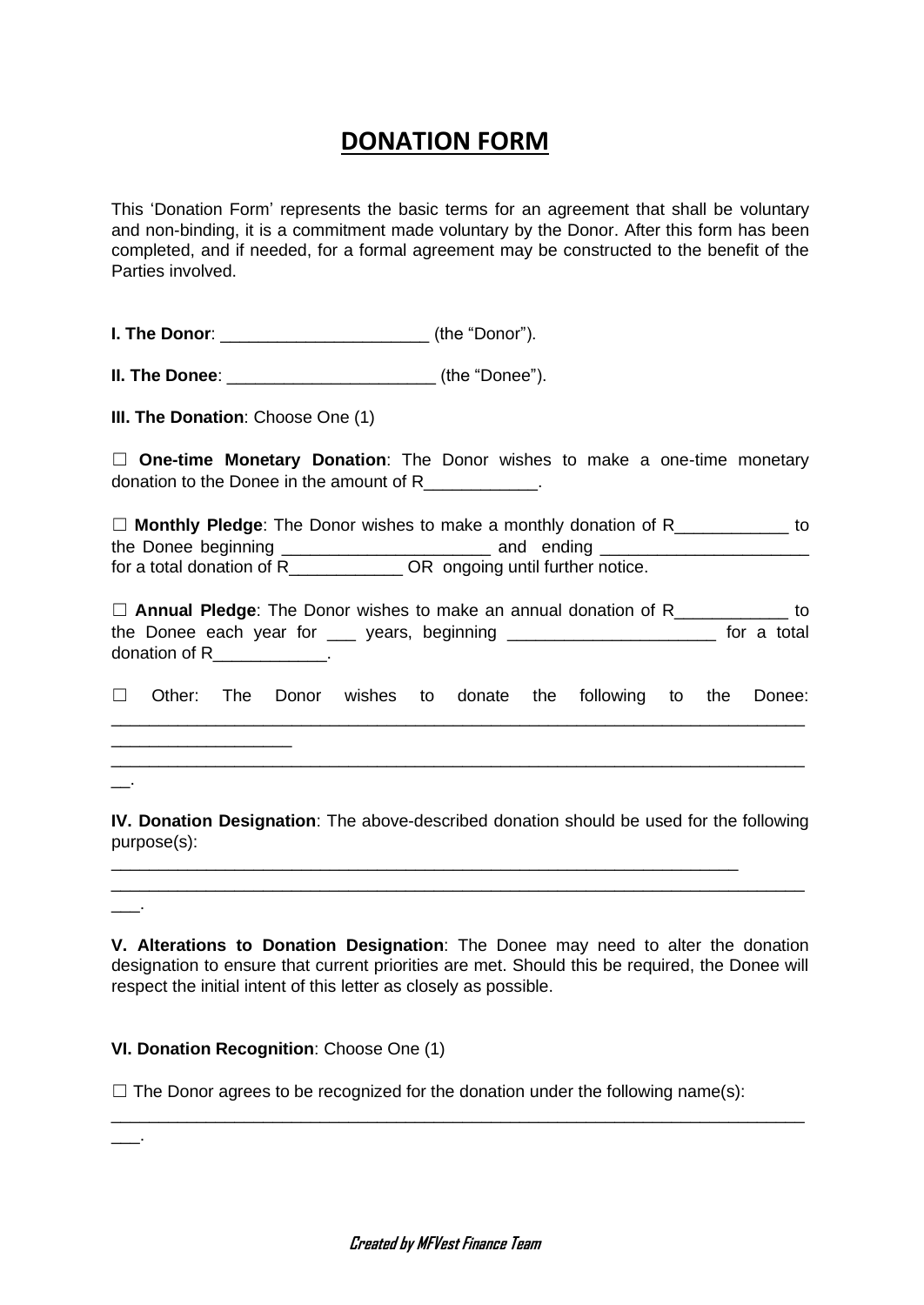# DONATION FORM

This 'Donation Form' represents the basic terms for an agreement that shall be voluntary and non-binding, it is a commitment made voluntary by the Donor. After this form has been completed, and if needed, for a formal agreement may be constructed to the benefit of the Parties involved.

**I. The Donor**: ______________________ (the "Donor").

**II. The Donee**: ______________________ (the "Donee").

**III. The Donation**: Choose One (1)

☐ **One-time Monetary Donation**: The Donor wishes to make a one-time monetary donation to the Donee in the amount of R____________.

☐ **Monthly Pledge**: The Donor wishes to make a monthly donation of R____________ to the Donee beginning ______________________ and ending ______________________ for a total donation of R____________ OR ongoing until further notice.

☐ **Annual Pledge**: The Donor wishes to make an annual donation of R____________ to the Donee each year for ___ years, beginning ______________________ for a total donation of R____________.

☐ Other: The Donor wishes to donate the following to the Donee: ____________________________________________________________________________________________
____________________________________________________________________________________________.

**IV. Donation Designation**: The above-described donation should be used for the following purpose(s):
____________________________________________________________________________________________
____________________________________________________________________________________________.

**V. Alterations to Donation Designation**: The Donee may need to alter the donation designation to ensure that current priorities are met. Should this be required, the Donee will respect the initial intent of this letter as closely as possible.

**VI. Donation Recognition**: Choose One (1)

☐ The Donor agrees to be recognized for the donation under the following name(s):
____________________________________________________________________________________________.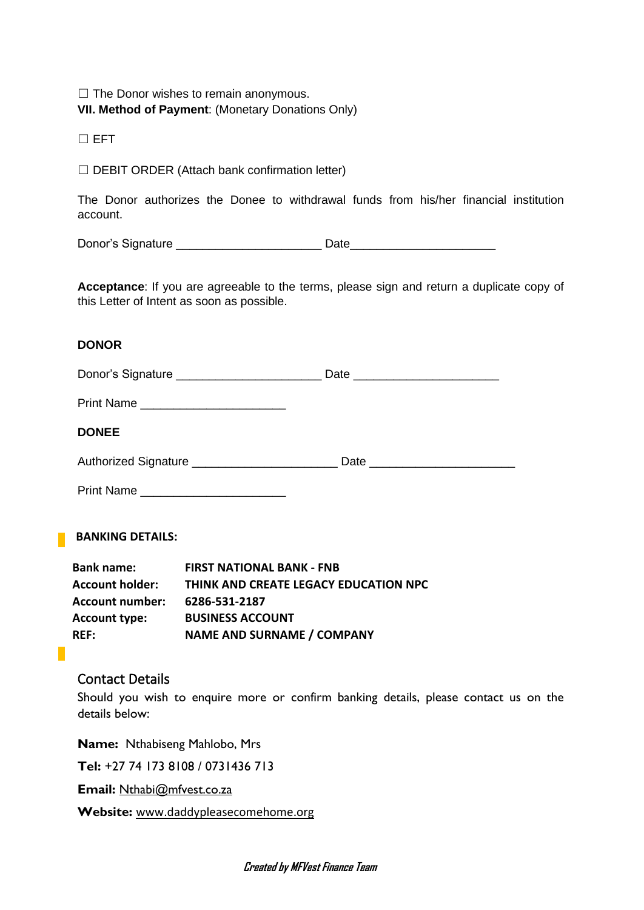☐ The Donor wishes to remain anonymous.

**VII. Method of Payment**: (Monetary Donations Only)

☐ EFT

☐ DEBIT ORDER (Attach bank confirmation letter)

The Donor authorizes the Donee to withdrawal funds from his/her financial institution account.

Donor's Signature _____________________ Date_____________________

**Acceptance**: If you are agreeable to the terms, please sign and return a duplicate copy of this Letter of Intent as soon as possible.

**DONOR**

Donor's Signature _____________________ Date _____________________

Print Name _____________________

**DONEE**

Authorized Signature _____________________ Date _____________________

Print Name _____________________

**BANKING DETAILS:**

| | |
|---|---|
| **Bank name:** | **FIRST NATIONAL BANK - FNB** |
| **Account holder:** | **THINK AND CREATE LEGACY EDUCATION NPC** |
| **Account number:** | **6286-531-2187** |
| **Account type:** | **BUSINESS ACCOUNT** |
| **REF:** | **NAME AND SURNAME / COMPANY** |

## Contact Details

Should you wish to enquire more or confirm banking details, please contact us on the details below:

**Name:** Nthabiseng Mahlobo, Mrs

**Tel:** +27 74 173 8108 / 0731436 713

**Email:** Nthabi@mfvest.co.za

**Website:** www.daddypleasecomehome.org

***Created by MFVest Finance Team***